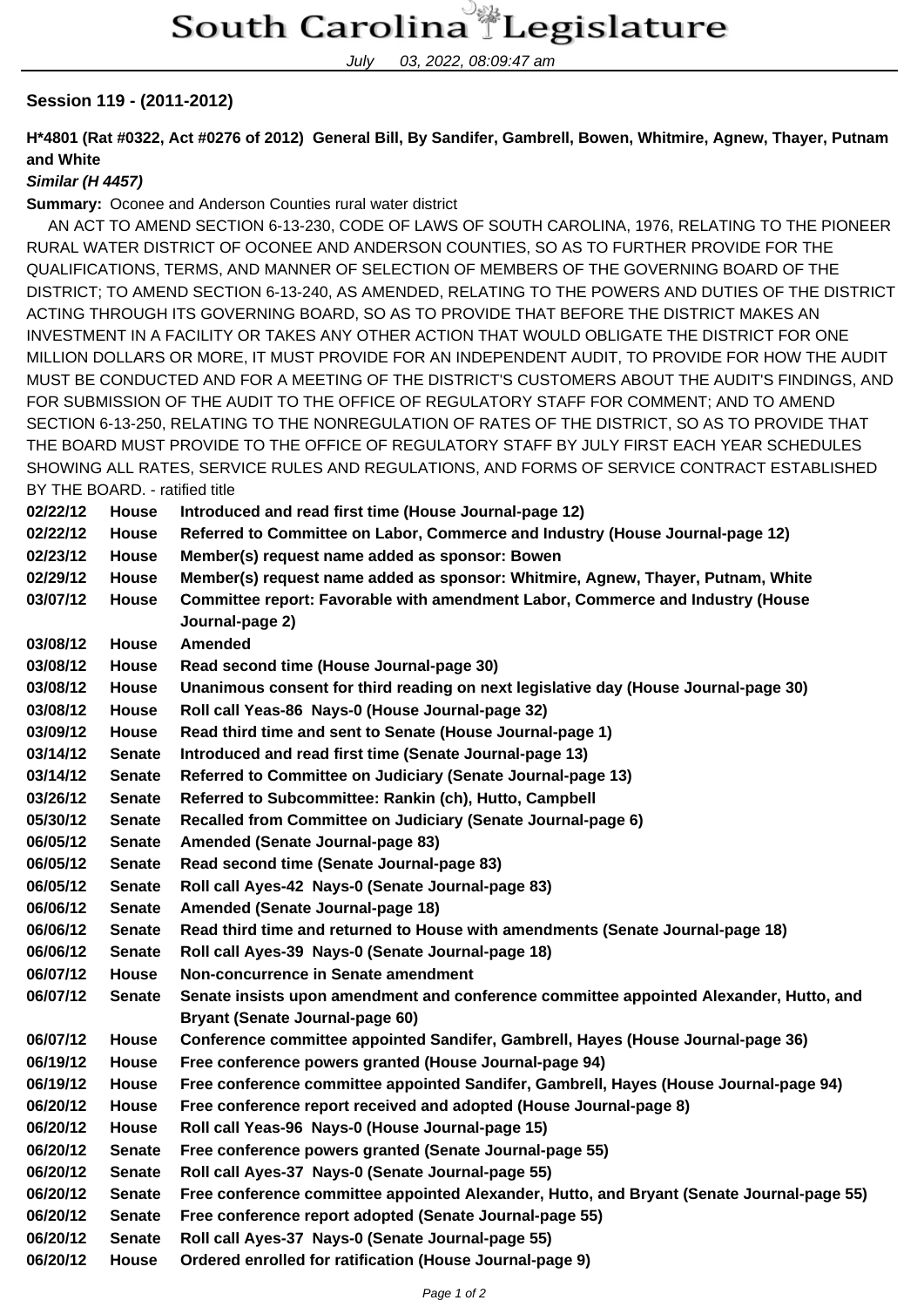# South Carolina Legislature

July 03, 2022, 08:09:47 am

**Session 119 - (2011-2012)**

**H*4801 (Rat #0322, Act #0276 of 2012) General Bill, By Sandifer, Gambrell, Bowen, Whitmire, Agnew, Thayer, Putnam and White**

***Similar (H 4457)***

**Summary:** Oconee and Anderson Counties rural water district

AN ACT TO AMEND SECTION 6-13-230, CODE OF LAWS OF SOUTH CAROLINA, 1976, RELATING TO THE PIONEER RURAL WATER DISTRICT OF OCONEE AND ANDERSON COUNTIES, SO AS TO FURTHER PROVIDE FOR THE QUALIFICATIONS, TERMS, AND MANNER OF SELECTION OF MEMBERS OF THE GOVERNING BOARD OF THE DISTRICT; TO AMEND SECTION 6-13-240, AS AMENDED, RELATING TO THE POWERS AND DUTIES OF THE DISTRICT ACTING THROUGH ITS GOVERNING BOARD, SO AS TO PROVIDE THAT BEFORE THE DISTRICT MAKES AN INVESTMENT IN A FACILITY OR TAKES ANY OTHER ACTION THAT WOULD OBLIGATE THE DISTRICT FOR ONE MILLION DOLLARS OR MORE, IT MUST PROVIDE FOR AN INDEPENDENT AUDIT, TO PROVIDE FOR HOW THE AUDIT MUST BE CONDUCTED AND FOR A MEETING OF THE DISTRICT'S CUSTOMERS ABOUT THE AUDIT'S FINDINGS, AND FOR SUBMISSION OF THE AUDIT TO THE OFFICE OF REGULATORY STAFF FOR COMMENT; AND TO AMEND SECTION 6-13-250, RELATING TO THE NONREGULATION OF RATES OF THE DISTRICT, SO AS TO PROVIDE THAT THE BOARD MUST PROVIDE TO THE OFFICE OF REGULATORY STAFF BY JULY FIRST EACH YEAR SCHEDULES SHOWING ALL RATES, SERVICE RULES AND REGULATIONS, AND FORMS OF SERVICE CONTRACT ESTABLISHED BY THE BOARD. - ratified title

| | | |
|---|---|---|
| **02/22/12** | **House** | **Introduced and read first time (House Journal-page 12)** |
| **02/22/12** | **House** | **Referred to Committee on Labor, Commerce and Industry (House Journal-page 12)** |
| **02/23/12** | **House** | **Member(s) request name added as sponsor: Bowen** |
| **02/29/12** | **House** | **Member(s) request name added as sponsor: Whitmire, Agnew, Thayer, Putnam, White** |
| **03/07/12** | **House** | **Committee report: Favorable with amendment Labor, Commerce and Industry (House Journal-page 2)** |
| **03/08/12** | **House** | **Amended** |
| **03/08/12** | **House** | **Read second time (House Journal-page 30)** |
| **03/08/12** | **House** | **Unanimous consent for third reading on next legislative day (House Journal-page 30)** |
| **03/08/12** | **House** | **Roll call Yeas-86 Nays-0 (House Journal-page 32)** |
| **03/09/12** | **House** | **Read third time and sent to Senate (House Journal-page 1)** |
| **03/14/12** | **Senate** | **Introduced and read first time (Senate Journal-page 13)** |
| **03/14/12** | **Senate** | **Referred to Committee on Judiciary (Senate Journal-page 13)** |
| **03/26/12** | **Senate** | **Referred to Subcommittee: Rankin (ch), Hutto, Campbell** |
| **05/30/12** | **Senate** | **Recalled from Committee on Judiciary (Senate Journal-page 6)** |
| **06/05/12** | **Senate** | **Amended (Senate Journal-page 83)** |
| **06/05/12** | **Senate** | **Read second time (Senate Journal-page 83)** |
| **06/05/12** | **Senate** | **Roll call Ayes-42 Nays-0 (Senate Journal-page 83)** |
| **06/06/12** | **Senate** | **Amended (Senate Journal-page 18)** |
| **06/06/12** | **Senate** | **Read third time and returned to House with amendments (Senate Journal-page 18)** |
| **06/06/12** | **Senate** | **Roll call Ayes-39 Nays-0 (Senate Journal-page 18)** |
| **06/07/12** | **House** | **Non-concurrence in Senate amendment** |
| **06/07/12** | **Senate** | **Senate insists upon amendment and conference committee appointed Alexander, Hutto, and Bryant (Senate Journal-page 60)** |
| **06/07/12** | **House** | **Conference committee appointed Sandifer, Gambrell, Hayes (House Journal-page 36)** |
| **06/19/12** | **House** | **Free conference powers granted (House Journal-page 94)** |
| **06/19/12** | **House** | **Free conference committee appointed Sandifer, Gambrell, Hayes (House Journal-page 94)** |
| **06/20/12** | **House** | **Free conference report received and adopted (House Journal-page 8)** |
| **06/20/12** | **House** | **Roll call Yeas-96 Nays-0 (House Journal-page 15)** |
| **06/20/12** | **Senate** | **Free conference powers granted (Senate Journal-page 55)** |
| **06/20/12** | **Senate** | **Roll call Ayes-37 Nays-0 (Senate Journal-page 55)** |
| **06/20/12** | **Senate** | **Free conference committee appointed Alexander, Hutto, and Bryant (Senate Journal-page 55)** |
| **06/20/12** | **Senate** | **Free conference report adopted (Senate Journal-page 55)** |
| **06/20/12** | **Senate** | **Roll call Ayes-37 Nays-0 (Senate Journal-page 55)** |
| **06/20/12** | **House** | **Ordered enrolled for ratification (House Journal-page 9)** |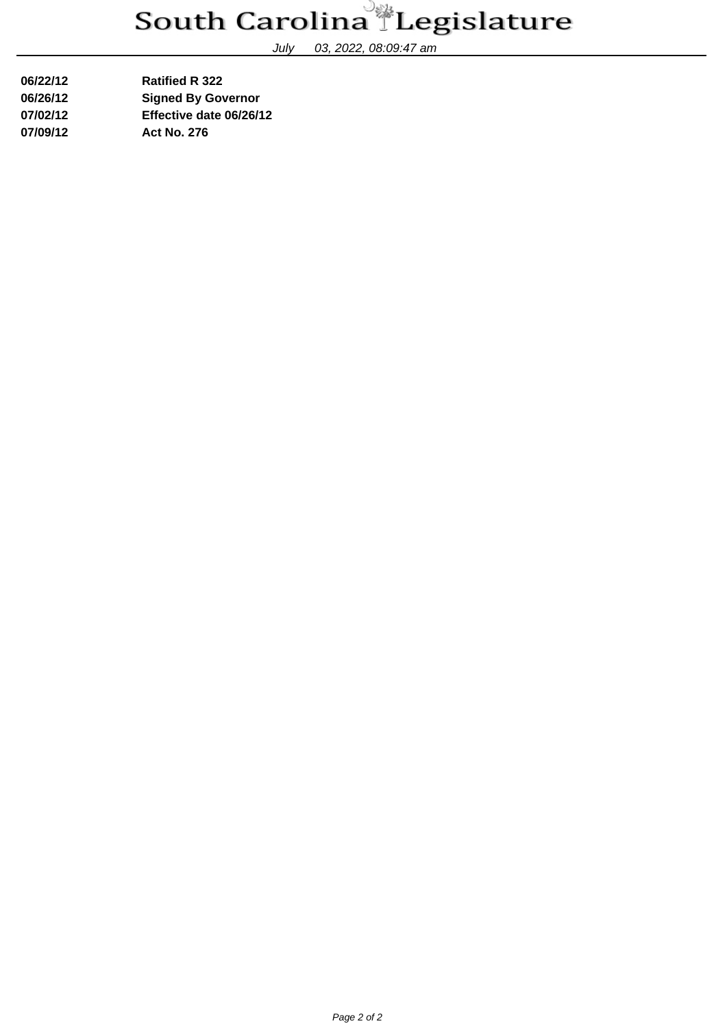| | |
|---|---|
| **06/22/12** | **Ratified R 322** |
| **06/26/12** | **Signed By Governor** |
| **07/02/12** | **Effective date 06/26/12** |
| **07/09/12** | **Act No. 276** |